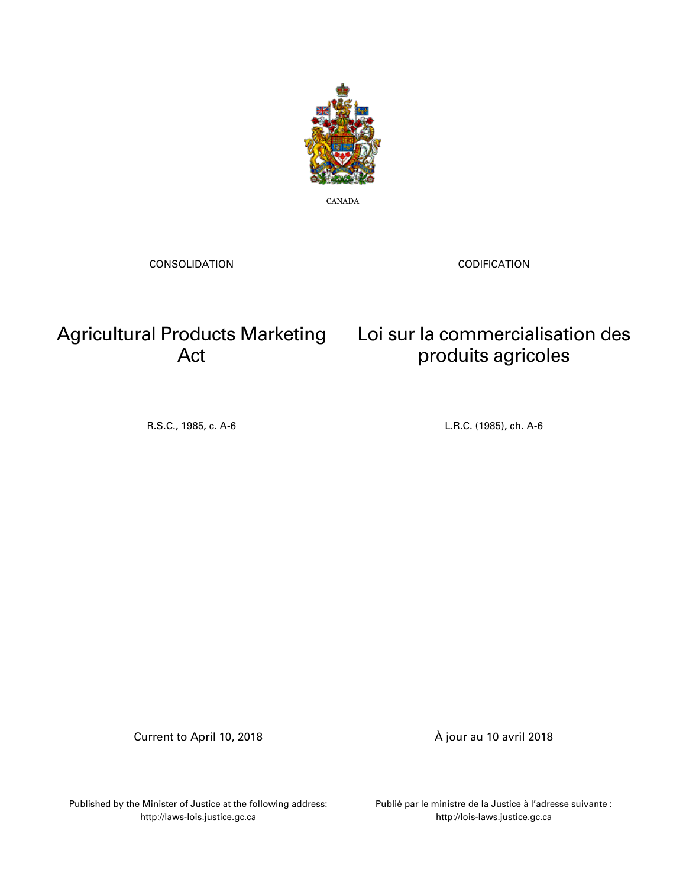CANADA

CONSOLIDATION

CODIFICATION

# Agricultural Products Marketing Act

# Loi sur la commercialisation des produits agricoles

R.S.C., 1985, c. A-6

L.R.C. (1985), ch. A-6

Current to April 10, 2018

À jour au 10 avril 2018

Published by the Minister of Justice at the following address: http://laws-lois.justice.gc.ca

Publié par le ministre de la Justice à l'adresse suivante : http://lois-laws.justice.gc.ca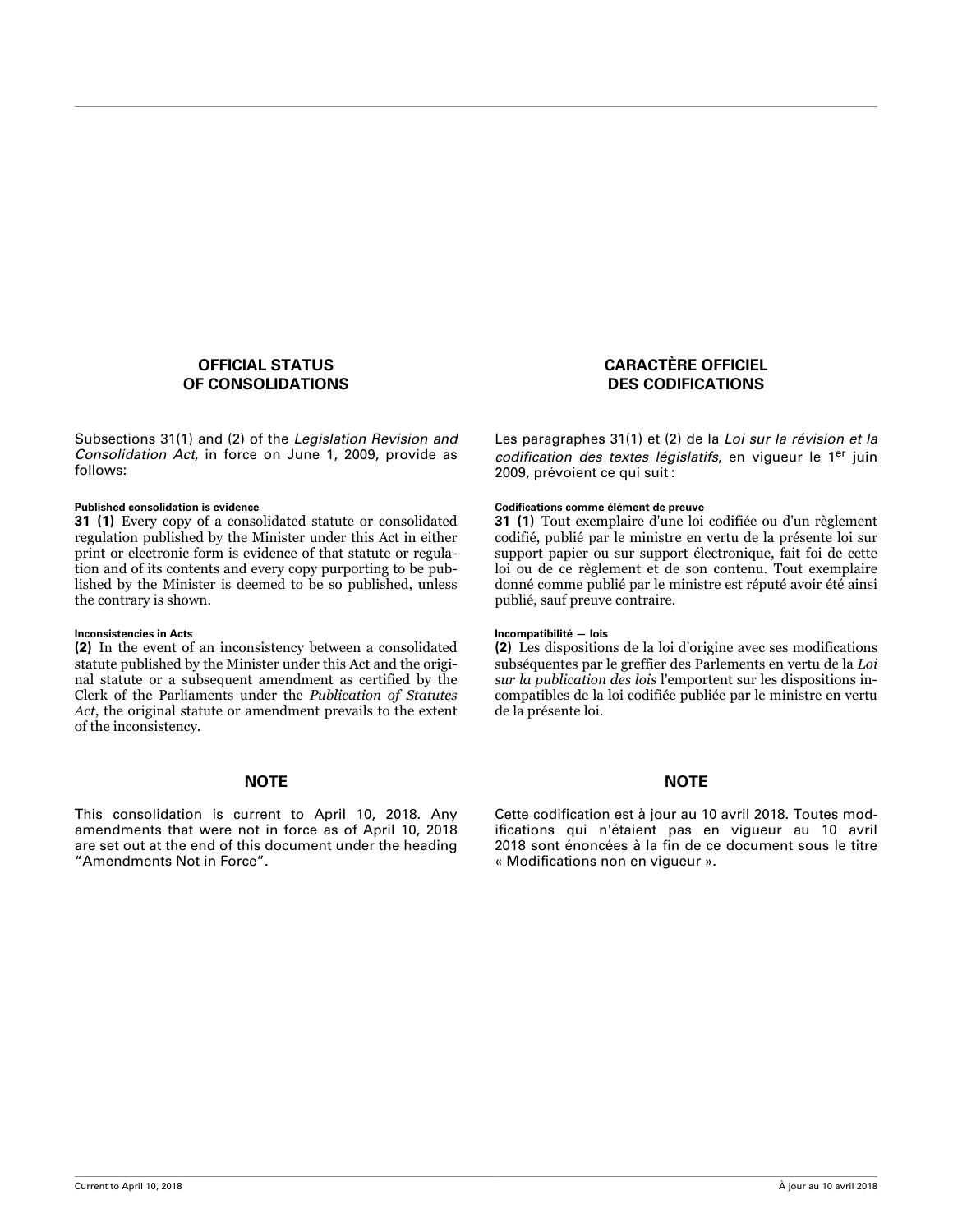## OFFICIAL STATUS OF CONSOLIDATIONS

Subsections 31(1) and (2) of the *Legislation Revision and Consolidation Act*, in force on June 1, 2009, provide as follows:

**Published consolidation is evidence**

**31 (1)** Every copy of a consolidated statute or consolidated regulation published by the Minister under this Act in either print or electronic form is evidence of that statute or regulation and of its contents and every copy purporting to be published by the Minister is deemed to be so published, unless the contrary is shown.

**Inconsistencies in Acts**

**(2)** In the event of an inconsistency between a consolidated statute published by the Minister under this Act and the original statute or a subsequent amendment as certified by the Clerk of the Parliaments under the *Publication of Statutes Act*, the original statute or amendment prevails to the extent of the inconsistency.

## NOTE

This consolidation is current to April 10, 2018. Any amendments that were not in force as of April 10, 2018 are set out at the end of this document under the heading "Amendments Not in Force".

## CARACTÈRE OFFICIEL DES CODIFICATIONS

Les paragraphes 31(1) et (2) de la *Loi sur la révision et la codification des textes législatifs*, en vigueur le 1er juin 2009, prévoient ce qui suit :

**Codifications comme élément de preuve**

**31 (1)** Tout exemplaire d'une loi codifiée ou d'un règlement codifié, publié par le ministre en vertu de la présente loi sur support papier ou sur support électronique, fait foi de cette loi ou de ce règlement et de son contenu. Tout exemplaire donné comme publié par le ministre est réputé avoir été ainsi publié, sauf preuve contraire.

**Incompatibilité — lois**

**(2)** Les dispositions de la loi d'origine avec ses modifications subséquentes par le greffier des Parlements en vertu de la *Loi sur la publication des lois* l'emportent sur les dispositions incompatibles de la loi codifiée publiée par le ministre en vertu de la présente loi.

## NOTE

Cette codification est à jour au 10 avril 2018. Toutes modifications qui n'étaient pas en vigueur au 10 avril 2018 sont énoncées à la fin de ce document sous le titre « Modifications non en vigueur ».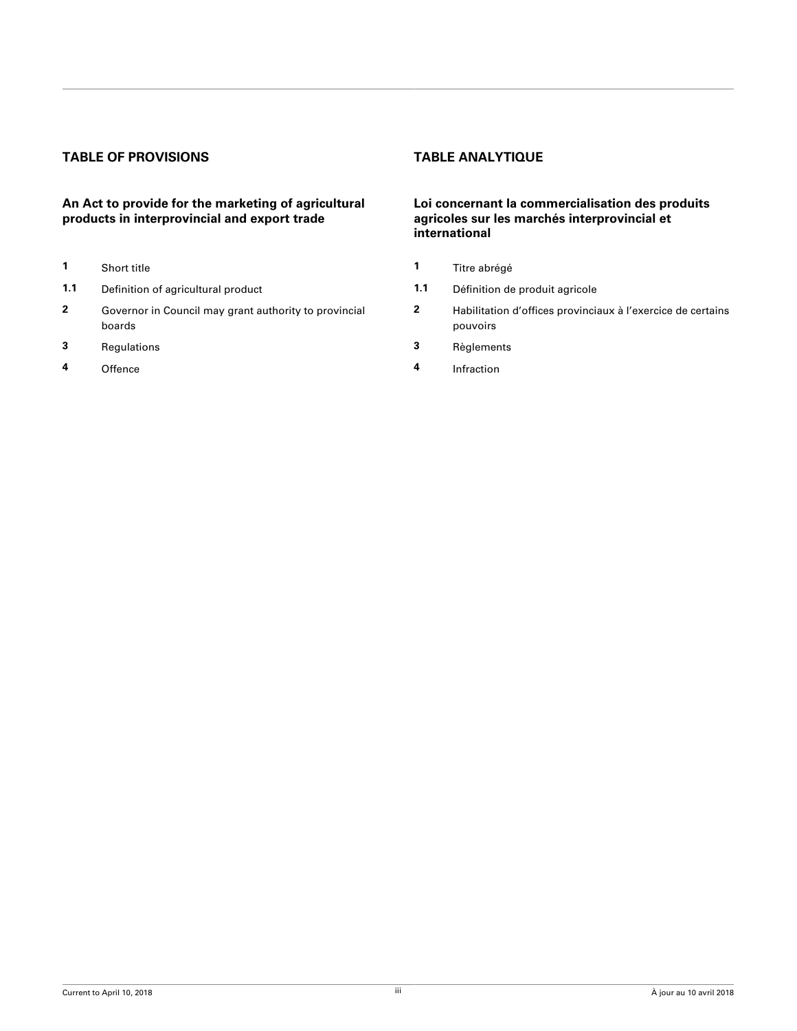## TABLE OF PROVISIONS

### An Act to provide for the marketing of agricultural products in interprovincial and export trade

**1** Short title

**1.1** Definition of agricultural product

**2** Governor in Council may grant authority to provincial boards

**3** Regulations

**4** Offence

## TABLE ANALYTIQUE

### Loi concernant la commercialisation des produits agricoles sur les marchés interprovincial et international

**1** Titre abrégé

**1.1** Définition de produit agricole

**2** Habilitation d'offices provinciaux à l'exercice de certains pouvoirs

**3** Règlements

**4** Infraction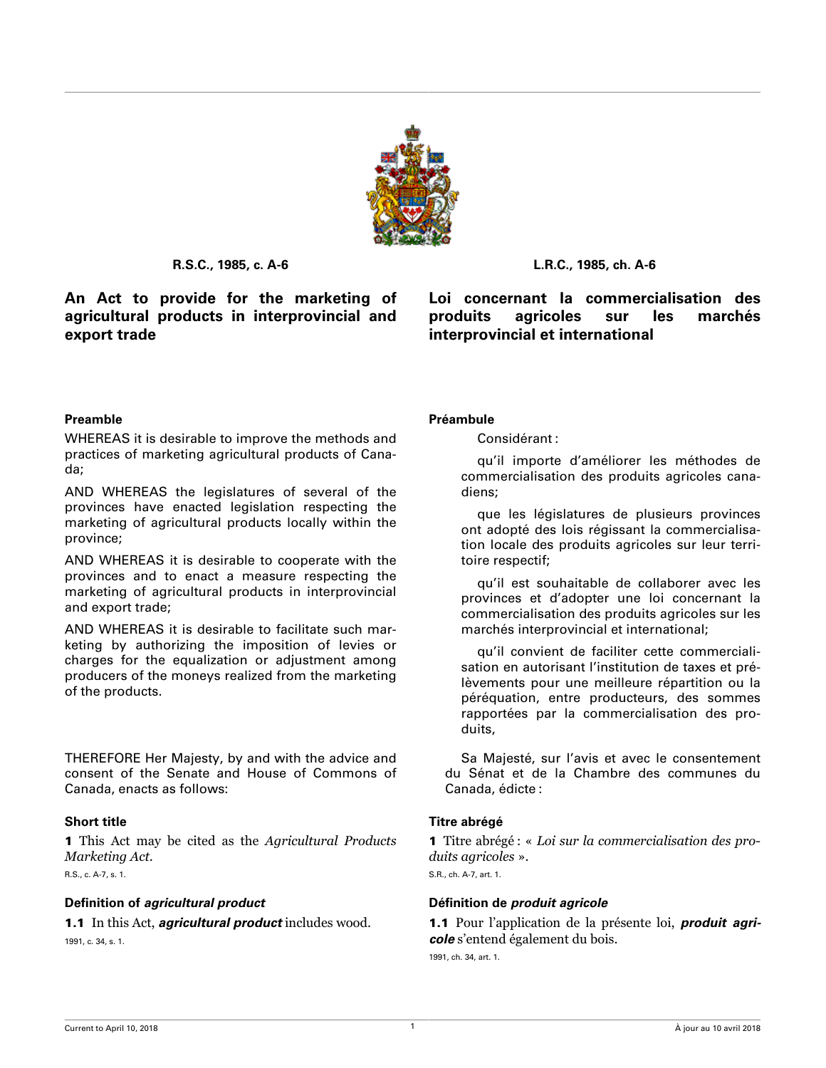R.S.C., 1985, c. A-6

# An Act to provide for the marketing of agricultural products in interprovincial and export trade

### Preamble

WHEREAS it is desirable to improve the methods and practices of marketing agricultural products of Canada;

AND WHEREAS the legislatures of several of the provinces have enacted legislation respecting the marketing of agricultural products locally within the province;

AND WHEREAS it is desirable to cooperate with the provinces and to enact a measure respecting the marketing of agricultural products in interprovincial and export trade;

AND WHEREAS it is desirable to facilitate such marketing by authorizing the imposition of levies or charges for the equalization or adjustment among producers of the moneys realized from the marketing of the products.

THEREFORE Her Majesty, by and with the advice and consent of the Senate and House of Commons of Canada, enacts as follows:

### Short title

**1** This Act may be cited as the *Agricultural Products Marketing Act*.

R.S., c. A-7, s. 1.

### Definition of *agricultural product*

**1.1** In this Act, ***agricultural product*** includes wood.

1991, c. 34, s. 1.

L.R.C., 1985, ch. A-6

# Loi concernant la commercialisation des produits agricoles sur les marchés interprovincial et international

### Préambule

Considérant :

qu'il importe d'améliorer les méthodes de commercialisation des produits agricoles canadiens;

que les législatures de plusieurs provinces ont adopté des lois régissant la commercialisation locale des produits agricoles sur leur territoire respectif;

qu'il est souhaitable de collaborer avec les provinces et d'adopter une loi concernant la commercialisation des produits agricoles sur les marchés interprovincial et international;

qu'il convient de faciliter cette commercialisation en autorisant l'institution de taxes et prélèvements pour une meilleure répartition ou la péréquation, entre producteurs, des sommes rapportées par la commercialisation des produits,

Sa Majesté, sur l'avis et avec le consentement du Sénat et de la Chambre des communes du Canada, édicte :

### Titre abrégé

**1** Titre abrégé : « *Loi sur la commercialisation des produits agricoles* ».

S.R., ch. A-7, art. 1.

### Définition de *produit agricole*

**1.1** Pour l'application de la présente loi, ***produit agricole*** s'entend également du bois.

1991, ch. 34, art. 1.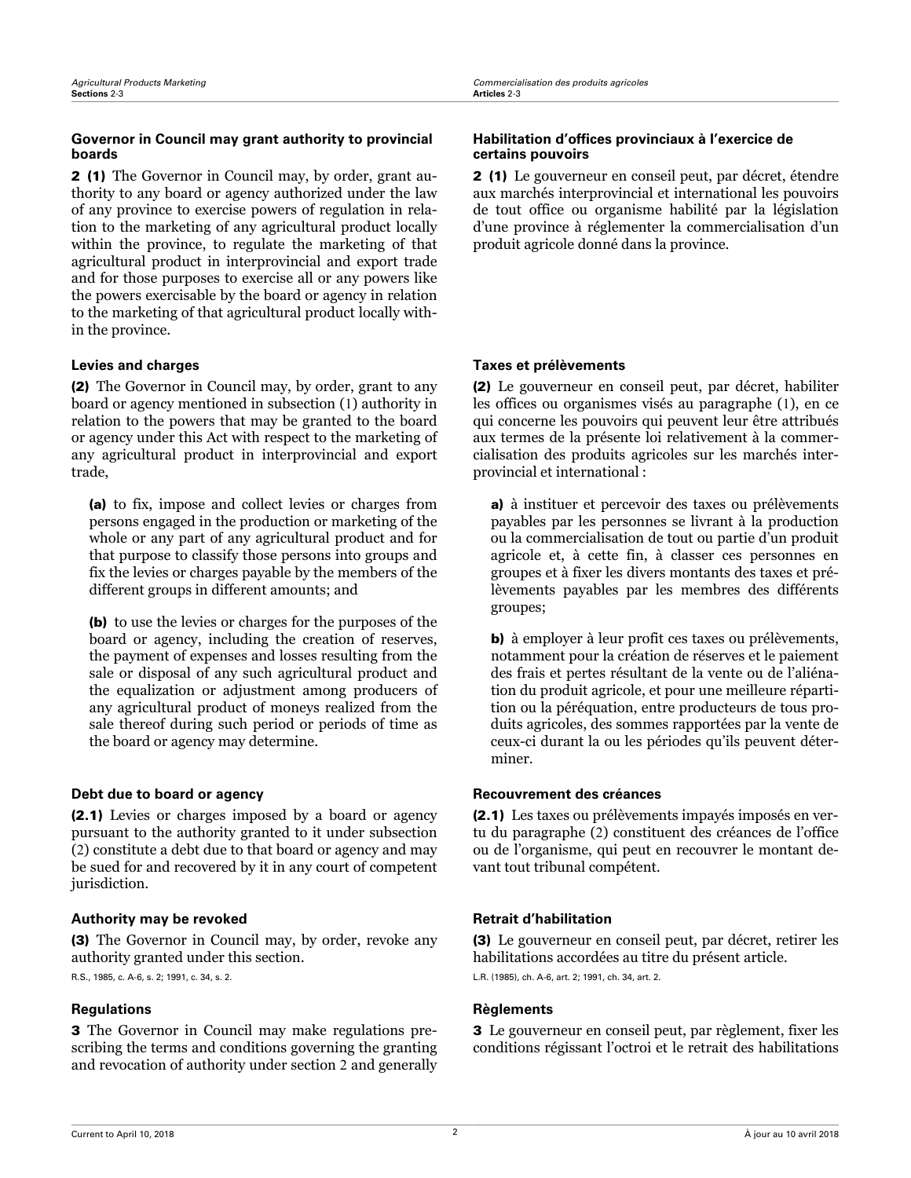#### Governor in Council may grant authority to provincial boards

**2 (1)** The Governor in Council may, by order, grant authority to any board or agency authorized under the law of any province to exercise powers of regulation in relation to the marketing of any agricultural product locally within the province, to regulate the marketing of that agricultural product in interprovincial and export trade and for those purposes to exercise all or any powers like the powers exercisable by the board or agency in relation to the marketing of that agricultural product locally within the province.

#### Levies and charges

**(2)** The Governor in Council may, by order, grant to any board or agency mentioned in subsection (1) authority in relation to the powers that may be granted to the board or agency under this Act with respect to the marketing of any agricultural product in interprovincial and export trade,

**(a)** to fix, impose and collect levies or charges from persons engaged in the production or marketing of the whole or any part of any agricultural product and for that purpose to classify those persons into groups and fix the levies or charges payable by the members of the different groups in different amounts; and

**(b)** to use the levies or charges for the purposes of the board or agency, including the creation of reserves, the payment of expenses and losses resulting from the sale or disposal of any such agricultural product and the equalization or adjustment among producers of any agricultural product of moneys realized from the sale thereof during such period or periods of time as the board or agency may determine.

#### Debt due to board or agency

**(2.1)** Levies or charges imposed by a board or agency pursuant to the authority granted to it under subsection (2) constitute a debt due to that board or agency and may be sued for and recovered by it in any court of competent jurisdiction.

#### Authority may be revoked

**(3)** The Governor in Council may, by order, revoke any authority granted under this section.

R.S., 1985, c. A-6, s. 2; 1991, c. 34, s. 2.

#### Regulations

**3** The Governor in Council may make regulations prescribing the terms and conditions governing the granting and revocation of authority under section 2 and generally

#### Habilitation d'offices provinciaux à l'exercice de certains pouvoirs

**2 (1)** Le gouverneur en conseil peut, par décret, étendre aux marchés interprovincial et international les pouvoirs de tout office ou organisme habilité par la législation d'une province à réglementer la commercialisation d'un produit agricole donné dans la province.

#### Taxes et prélèvements

**(2)** Le gouverneur en conseil peut, par décret, habiliter les offices ou organismes visés au paragraphe (1), en ce qui concerne les pouvoirs qui peuvent leur être attribués aux termes de la présente loi relativement à la commercialisation des produits agricoles sur les marchés interprovincial et international :

**a)** à instituer et percevoir des taxes ou prélèvements payables par les personnes se livrant à la production ou la commercialisation de tout ou partie d'un produit agricole et, à cette fin, à classer ces personnes en groupes et à fixer les divers montants des taxes et prélèvements payables par les membres des différents groupes;

**b)** à employer à leur profit ces taxes ou prélèvements, notamment pour la création de réserves et le paiement des frais et pertes résultant de la vente ou de l'aliénation du produit agricole, et pour une meilleure répartition ou la péréquation, entre producteurs de tous produits agricoles, des sommes rapportées par la vente de ceux-ci durant la ou les périodes qu'ils peuvent déterminer.

#### Recouvrement des créances

**(2.1)** Les taxes ou prélèvements impayés imposés en vertu du paragraphe (2) constituent des créances de l'office ou de l'organisme, qui peut en recouvrer le montant devant tout tribunal compétent.

#### Retrait d'habilitation

**(3)** Le gouverneur en conseil peut, par décret, retirer les habilitations accordées au titre du présent article.

L.R. (1985), ch. A-6, art. 2; 1991, ch. 34, art. 2.

#### Règlements

**3** Le gouverneur en conseil peut, par règlement, fixer les conditions régissant l'octroi et le retrait des habilitations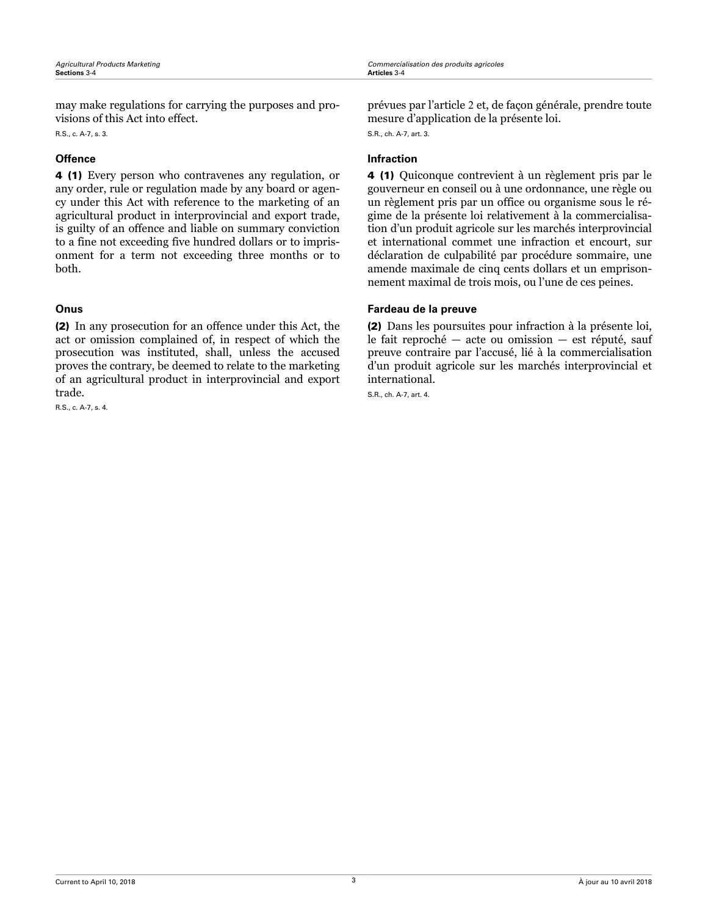may make regulations for carrying the purposes and provisions of this Act into effect.

R.S., c. A-7, s. 3.

### Offence

**4 (1)** Every person who contravenes any regulation, or any order, rule or regulation made by any board or agency under this Act with reference to the marketing of an agricultural product in interprovincial and export trade, is guilty of an offence and liable on summary conviction to a fine not exceeding five hundred dollars or to imprisonment for a term not exceeding three months or to both.

### Onus

**(2)** In any prosecution for an offence under this Act, the act or omission complained of, in respect of which the prosecution was instituted, shall, unless the accused proves the contrary, be deemed to relate to the marketing of an agricultural product in interprovincial and export trade.

R.S., c. A-7, s. 4.

prévues par l'article 2 et, de façon générale, prendre toute mesure d'application de la présente loi.

S.R., ch. A-7, art. 3.

### Infraction

**4 (1)** Quiconque contrevient à un règlement pris par le gouverneur en conseil ou à une ordonnance, une règle ou un règlement pris par un office ou organisme sous le régime de la présente loi relativement à la commercialisation d'un produit agricole sur les marchés interprovincial et international commet une infraction et encourt, sur déclaration de culpabilité par procédure sommaire, une amende maximale de cinq cents dollars et un emprisonnement maximal de trois mois, ou l'une de ces peines.

### Fardeau de la preuve

**(2)** Dans les poursuites pour infraction à la présente loi, le fait reproché — acte ou omission — est réputé, sauf preuve contraire par l'accusé, lié à la commercialisation d'un produit agricole sur les marchés interprovincial et international.

S.R., ch. A-7, art. 4.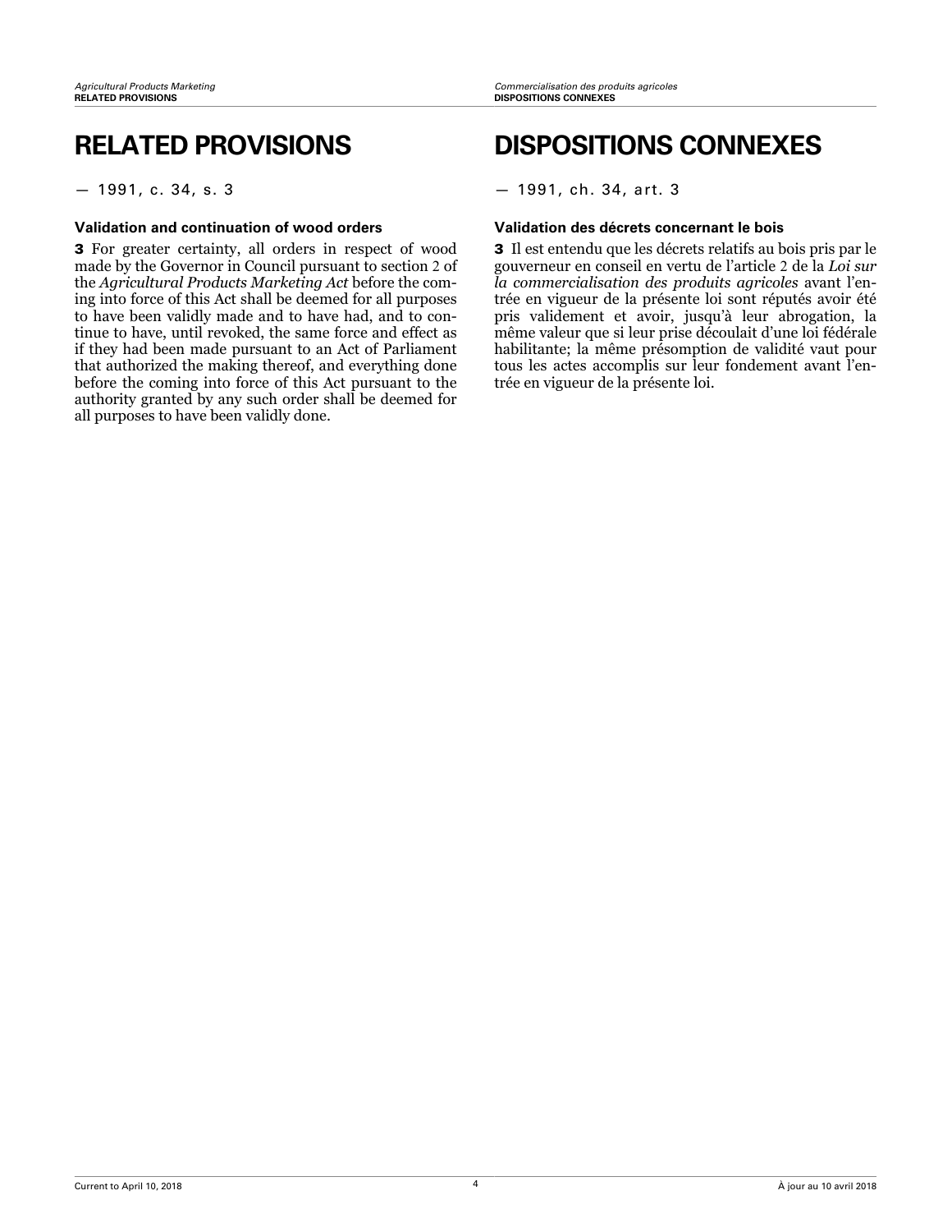# RELATED PROVISIONS

— 1991, c. 34, s. 3

**Validation and continuation of wood orders**

**3** For greater certainty, all orders in respect of wood made by the Governor in Council pursuant to section 2 of the *Agricultural Products Marketing Act* before the coming into force of this Act shall be deemed for all purposes to have been validly made and to have had, and to continue to have, until revoked, the same force and effect as if they had been made pursuant to an Act of Parliament that authorized the making thereof, and everything done before the coming into force of this Act pursuant to the authority granted by any such order shall be deemed for all purposes to have been validly done.

# DISPOSITIONS CONNEXES

— 1991, ch. 34, art. 3

**Validation des décrets concernant le bois**

**3** Il est entendu que les décrets relatifs au bois pris par le gouverneur en conseil en vertu de l'article 2 de la *Loi sur la commercialisation des produits agricoles* avant l'entrée en vigueur de la présente loi sont réputés avoir été pris validement et avoir, jusqu'à leur abrogation, la même valeur que si leur prise découlait d'une loi fédérale habilitante; la même présomption de validité vaut pour tous les actes accomplis sur leur fondement avant l'entrée en vigueur de la présente loi.